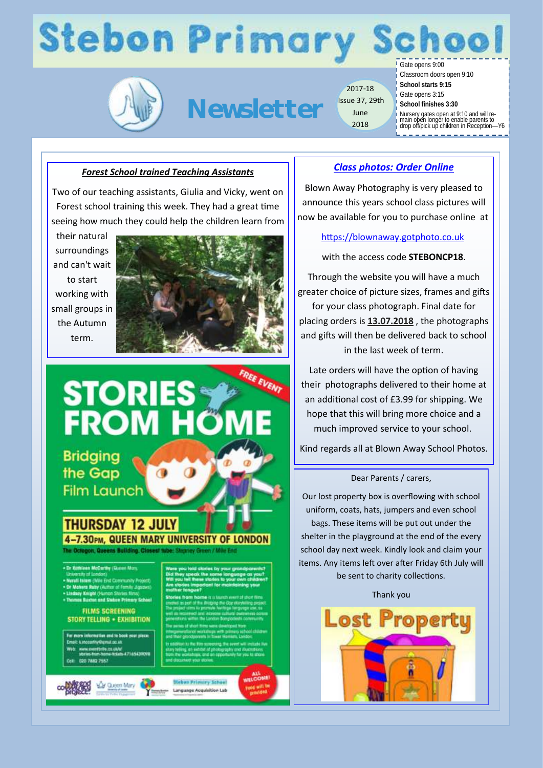# Stebon Primary School

## Newsletter

2017-18
Issue 37, 29th June 2018

Gate opens 9:00
Classroom doors open 9:10
**School starts 9:15**
Gate opens 3:15
**School finishes 3:30**
Nursery gates open at 9:10 and will remain open longer to enable parents to drop off/pick up children in Reception—Y6

### *Forest School trained Teaching Assistants*

Two of our teaching assistants, Giulia and Vicky, went on Forest school training this week. They had a great time seeing how much they could help the children learn from their natural surroundings and can't wait to start working with small groups in the Autumn term.

# STORIES FROM HOME

FREE EVENT

Bridging the Gap Film Launch

**THURSDAY 12 JULY**

**4–7.30PM, QUEEN MARY UNIVERSITY OF LONDON**

The Octagon, Queens Building. Closest tube: Stepney Green / Mile End

- Dr Kathleen McCarthy (Queen Mary University of London)
- Nurull Islam (Mile End Community Project)
- Dr Mahera Ruby (Author of Family Jigsaws)
- Lindsay Knight (Human Stories films)
- Thomas Buxton and Stebon Primary School

FILMS SCREENING
STORY TELLING • EXHIBITION

For more information and to book your place:
Email: k.mccarthy@qmul.ac.uk
Web: www.eventbrite.co.uk/e/stories-from-home-tickets-47165439098
Call: 020 7882 7557

**Were you told stories by your grandparents? Did they speak the same language as you? Will you tell these stories to your own children? Are stories important for maintaining your mother tongue?**

Stories from home is a launch event of short films created as part of the Bridging the Gap storytelling project. The project aims to promote heritage language use, as well as reconnect and increase cultural awareness across generations within the London Bangladeshi community.

The series of short films were developed from intergenerational workshops with primary school children and their grandparents in Tower Hamlets, London.

In addition to the film screening, the event will include live story telling, an exhibit of photography and illustrations from the workshops, and an opportunity for you to share and document your stories.

ALL WELCOME! Food will be provided

### *Class photos: Order Online*

Blown Away Photography is very pleased to announce this years school class pictures will now be available for you to purchase online at

https://blownaway.gotphoto.co.uk

with the access code **STEBONCP18**.

Through the website you will have a much greater choice of picture sizes, frames and gifts for your class photograph. Final date for placing orders is **13.07.2018** , the photographs and gifts will then be delivered back to school in the last week of term.

Late orders will have the option of having their photographs delivered to their home at an additional cost of £3.99 for shipping. We hope that this will bring more choice and a much improved service to your school.

Kind regards all at Blown Away School Photos.

Dear Parents / carers,

Our lost property box is overflowing with school uniform, coats, hats, jumpers and even school bags. These items will be put out under the shelter in the playground at the end of the every school day next week. Kindly look and claim your items. Any items left over after Friday 6th July will be sent to charity collections.

Thank you

Lost Property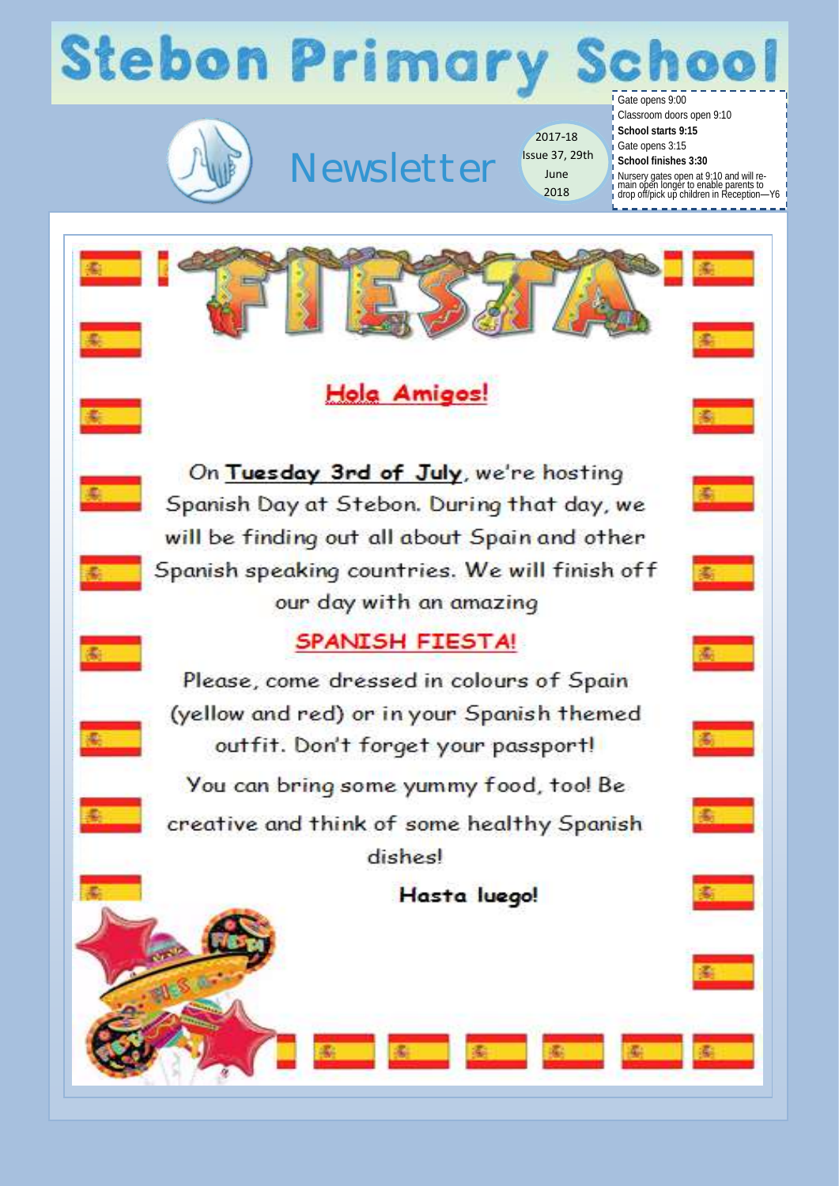# Stebon Primary School

## Newsletter

2017-18
Issue 37, 29th June 2018

Gate opens 9:00
Classroom doors open 9:10
**School starts 9:15**
Gate opens 3:15
**School finishes 3:30**
Nursery gates open at 9:10 and will remain open longer to enable parents to drop off/pick up children in Reception—Y6

# FIESTA

## Hola Amigos!

On **Tuesday 3rd of July**, we're hosting Spanish Day at Stebon. During that day, we will be finding out all about Spain and other Spanish speaking countries. We will finish off our day with an amazing

## SPANISH FIESTA!

Please, come dressed in colours of Spain (yellow and red) or in your Spanish themed outfit. Don't forget your passport!

You can bring some yummy food, too! Be creative and think of some healthy Spanish dishes!

**Hasta luego!**